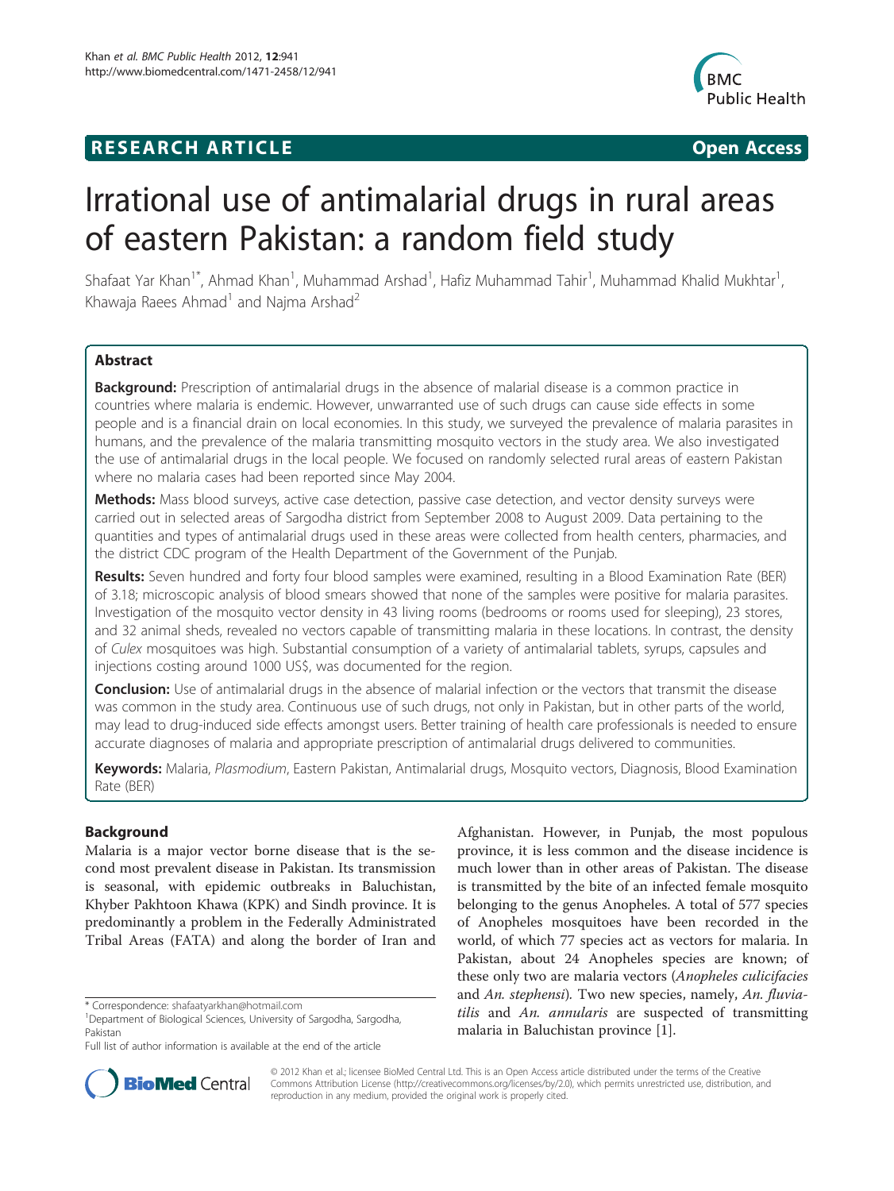RESEARCH ARTICLE Open Access

# Irrational use of antimalarial drugs in rural areas of eastern Pakistan: a random field study

Shafaat Yar Khan[1*], Ahmad Khan[1], Muhammad Arshad[1], Hafiz Muhammad Tahir[1], Muhammad Khalid Mukhtar[1], Khawaja Raees Ahmad[1] and Najma Arshad[2]

## Abstract

**Background:** Prescription of antimalarial drugs in the absence of malarial disease is a common practice in countries where malaria is endemic. However, unwarranted use of such drugs can cause side effects in some people and is a financial drain on local economies. In this study, we surveyed the prevalence of malaria parasites in humans, and the prevalence of the malaria transmitting mosquito vectors in the study area. We also investigated the use of antimalarial drugs in the local people. We focused on randomly selected rural areas of eastern Pakistan where no malaria cases had been reported since May 2004.

**Methods:** Mass blood surveys, active case detection, passive case detection, and vector density surveys were carried out in selected areas of Sargodha district from September 2008 to August 2009. Data pertaining to the quantities and types of antimalarial drugs used in these areas were collected from health centers, pharmacies, and the district CDC program of the Health Department of the Government of the Punjab.

**Results:** Seven hundred and forty four blood samples were examined, resulting in a Blood Examination Rate (BER) of 3.18; microscopic analysis of blood smears showed that none of the samples were positive for malaria parasites. Investigation of the mosquito vector density in 43 living rooms (bedrooms or rooms used for sleeping), 23 stores, and 32 animal sheds, revealed no vectors capable of transmitting malaria in these locations. In contrast, the density of *Culex* mosquitoes was high. Substantial consumption of a variety of antimalarial tablets, syrups, capsules and injections costing around 1000 US$, was documented for the region.

**Conclusion:** Use of antimalarial drugs in the absence of malarial infection or the vectors that transmit the disease was common in the study area. Continuous use of such drugs, not only in Pakistan, but in other parts of the world, may lead to drug-induced side effects amongst users. Better training of health care professionals is needed to ensure accurate diagnoses of malaria and appropriate prescription of antimalarial drugs delivered to communities.

**Keywords:** Malaria, *Plasmodium*, Eastern Pakistan, Antimalarial drugs, Mosquito vectors, Diagnosis, Blood Examination Rate (BER)

## Background

Malaria is a major vector borne disease that is the second most prevalent disease in Pakistan. Its transmission is seasonal, with epidemic outbreaks in Baluchistan, Khyber Pakhtoon Khawa (KPK) and Sindh province. It is predominantly a problem in the Federally Administrated Tribal Areas (FATA) and along the border of Iran and Afghanistan. However, in Punjab, the most populous province, it is less common and the disease incidence is much lower than in other areas of Pakistan. The disease is transmitted by the bite of an infected female mosquito belonging to the genus Anopheles. A total of 577 species of Anopheles mosquitoes have been recorded in the world, of which 77 species act as vectors for malaria. In Pakistan, about 24 Anopheles species are known; of these only two are malaria vectors (*Anopheles culicifacies* and *An. stephensi*). Two new species, namely, *An. fluviatilis* and *An. annularis* are suspected of transmitting malaria in Baluchistan province [1].

* Correspondence: shafaatyarkhan@hotmail.com
[1]Department of Biological Sciences, University of Sargodha, Sargodha, Pakistan

Full list of author information is available at the end of the article

© 2012 Khan et al.; licensee BioMed Central Ltd. This is an Open Access article distributed under the terms of the Creative Commons Attribution License (http://creativecommons.org/licenses/by/2.0), which permits unrestricted use, distribution, and reproduction in any medium, provided the original work is properly cited.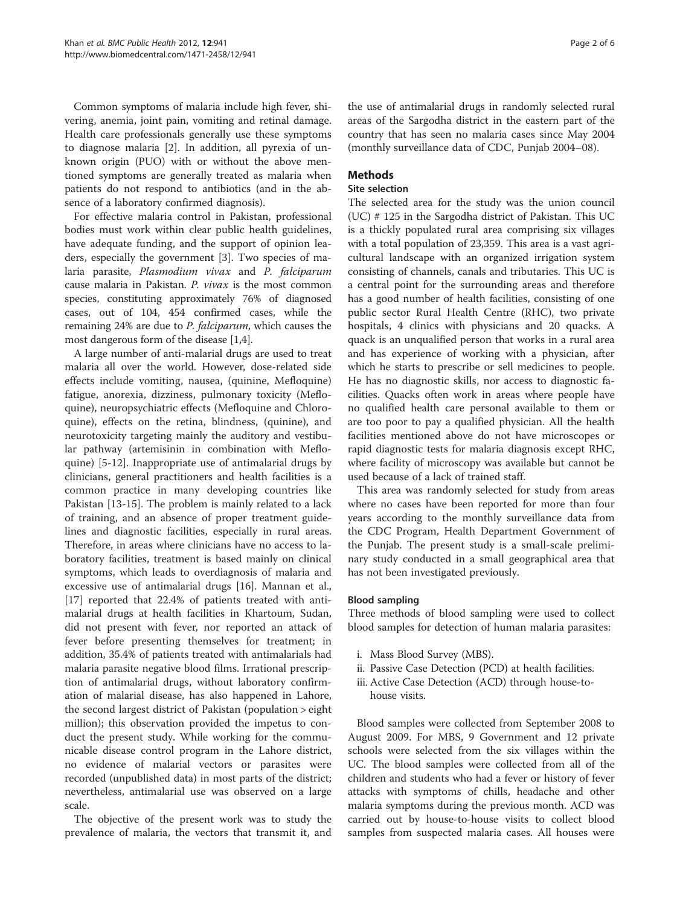Common symptoms of malaria include high fever, shivering, anemia, joint pain, vomiting and retinal damage. Health care professionals generally use these symptoms to diagnose malaria [2]. In addition, all pyrexia of unknown origin (PUO) with or without the above mentioned symptoms are generally treated as malaria when patients do not respond to antibiotics (and in the absence of a laboratory confirmed diagnosis).

For effective malaria control in Pakistan, professional bodies must work within clear public health guidelines, have adequate funding, and the support of opinion leaders, especially the government [3]. Two species of malaria parasite, *Plasmodium vivax* and *P. falciparum* cause malaria in Pakistan. *P. vivax* is the most common species, constituting approximately 76% of diagnosed cases, out of 104, 454 confirmed cases, while the remaining 24% are due to *P. falciparum*, which causes the most dangerous form of the disease [1,4].

A large number of anti-malarial drugs are used to treat malaria all over the world. However, dose-related side effects include vomiting, nausea, (quinine, Mefloquine) fatigue, anorexia, dizziness, pulmonary toxicity (Mefloquine), neuropsychiatric effects (Mefloquine and Chloroquine), effects on the retina, blindness, (quinine), and neurotoxicity targeting mainly the auditory and vestibular pathway (artemisinin in combination with Mefloquine) [5-12]. Inappropriate use of antimalarial drugs by clinicians, general practitioners and health facilities is a common practice in many developing countries like Pakistan [13-15]. The problem is mainly related to a lack of training, and an absence of proper treatment guidelines and diagnostic facilities, especially in rural areas. Therefore, in areas where clinicians have no access to laboratory facilities, treatment is based mainly on clinical symptoms, which leads to overdiagnosis of malaria and excessive use of antimalarial drugs [16]. Mannan et al., [17] reported that 22.4% of patients treated with antimalarial drugs at health facilities in Khartoum, Sudan, did not present with fever, nor reported an attack of fever before presenting themselves for treatment; in addition, 35.4% of patients treated with antimalarials had malaria parasite negative blood films. Irrational prescription of antimalarial drugs, without laboratory confirmation of malarial disease, has also happened in Lahore, the second largest district of Pakistan (population > eight million); this observation provided the impetus to conduct the present study. While working for the communicable disease control program in the Lahore district, no evidence of malarial vectors or parasites were recorded (unpublished data) in most parts of the district; nevertheless, antimalarial use was observed on a large scale.

The objective of the present work was to study the prevalence of malaria, the vectors that transmit it, and the use of antimalarial drugs in randomly selected rural areas of the Sargodha district in the eastern part of the country that has seen no malaria cases since May 2004 (monthly surveillance data of CDC, Punjab 2004–08).

## Methods

### Site selection

The selected area for the study was the union council (UC) # 125 in the Sargodha district of Pakistan. This UC is a thickly populated rural area comprising six villages with a total population of 23,359. This area is a vast agricultural landscape with an organized irrigation system consisting of channels, canals and tributaries. This UC is a central point for the surrounding areas and therefore has a good number of health facilities, consisting of one public sector Rural Health Centre (RHC), two private hospitals, 4 clinics with physicians and 20 quacks. A quack is an unqualified person that works in a rural area and has experience of working with a physician, after which he starts to prescribe or sell medicines to people. He has no diagnostic skills, nor access to diagnostic facilities. Quacks often work in areas where people have no qualified health care personal available to them or are too poor to pay a qualified physician. All the health facilities mentioned above do not have microscopes or rapid diagnostic tests for malaria diagnosis except RHC, where facility of microscopy was available but cannot be used because of a lack of trained staff.

This area was randomly selected for study from areas where no cases have been reported for more than four years according to the monthly surveillance data from the CDC Program, Health Department Government of the Punjab. The present study is a small-scale preliminary study conducted in a small geographical area that has not been investigated previously.

### Blood sampling

Three methods of blood sampling were used to collect blood samples for detection of human malaria parasites:

i. Mass Blood Survey (MBS).
ii. Passive Case Detection (PCD) at health facilities.
iii. Active Case Detection (ACD) through house-to-house visits.

Blood samples were collected from September 2008 to August 2009. For MBS, 9 Government and 12 private schools were selected from the six villages within the UC. The blood samples were collected from all of the children and students who had a fever or history of fever attacks with symptoms of chills, headache and other malaria symptoms during the previous month. ACD was carried out by house-to-house visits to collect blood samples from suspected malaria cases. All houses were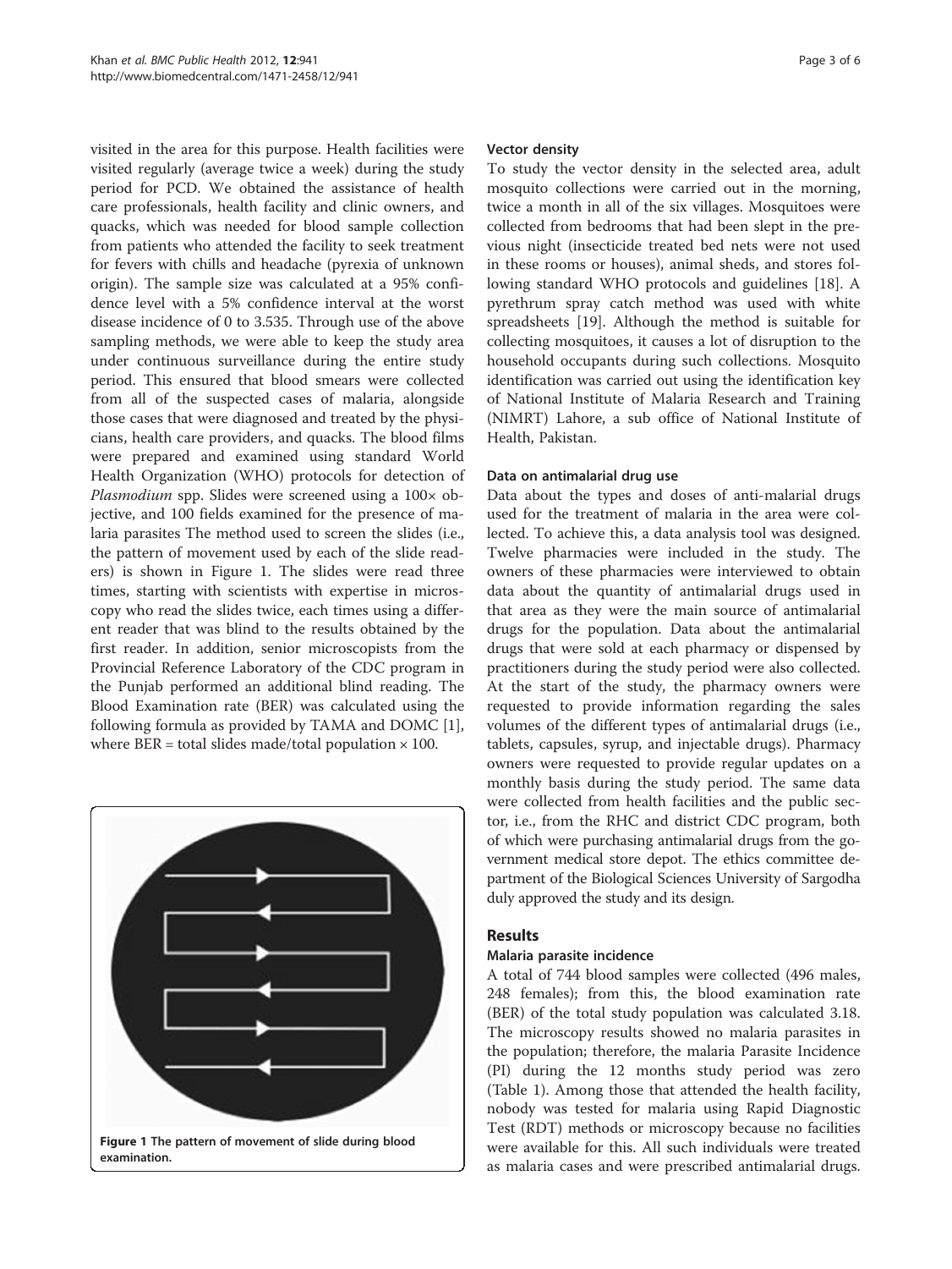visited in the area for this purpose. Health facilities were visited regularly (average twice a week) during the study period for PCD. We obtained the assistance of health care professionals, health facility and clinic owners, and quacks, which was needed for blood sample collection from patients who attended the facility to seek treatment for fevers with chills and headache (pyrexia of unknown origin). The sample size was calculated at a 95% confidence level with a 5% confidence interval at the worst disease incidence of 0 to 3.535. Through use of the above sampling methods, we were able to keep the study area under continuous surveillance during the entire study period. This ensured that blood smears were collected from all of the suspected cases of malaria, alongside those cases that were diagnosed and treated by the physicians, health care providers, and quacks. The blood films were prepared and examined using standard World Health Organization (WHO) protocols for detection of *Plasmodium* spp. Slides were screened using a 100× objective, and 100 fields examined for the presence of malaria parasites The method used to screen the slides (i.e., the pattern of movement used by each of the slide readers) is shown in Figure 1. The slides were read three times, starting with scientists with expertise in microscopy who read the slides twice, each times using a different reader that was blind to the results obtained by the first reader. In addition, senior microscopists from the Provincial Reference Laboratory of the CDC program in the Punjab performed an additional blind reading. The Blood Examination rate (BER) was calculated using the following formula as provided by TAMA and DOMC [1], where BER = total slides made/total population × 100.

**Figure 1** The pattern of movement of slide during blood examination.

### Vector density

To study the vector density in the selected area, adult mosquito collections were carried out in the morning, twice a month in all of the six villages. Mosquitoes were collected from bedrooms that had been slept in the previous night (insecticide treated bed nets were not used in these rooms or houses), animal sheds, and stores following standard WHO protocols and guidelines [18]. A pyrethrum spray catch method was used with white spreadsheets [19]. Although the method is suitable for collecting mosquitoes, it causes a lot of disruption to the household occupants during such collections. Mosquito identification was carried out using the identification key of National Institute of Malaria Research and Training (NIMRT) Lahore, a sub office of National Institute of Health, Pakistan.

### Data on antimalarial drug use

Data about the types and doses of anti-malarial drugs used for the treatment of malaria in the area were collected. To achieve this, a data analysis tool was designed. Twelve pharmacies were included in the study. The owners of these pharmacies were interviewed to obtain data about the quantity of antimalarial drugs used in that area as they were the main source of antimalarial drugs for the population. Data about the antimalarial drugs that were sold at each pharmacy or dispensed by practitioners during the study period were also collected. At the start of the study, the pharmacy owners were requested to provide information regarding the sales volumes of the different types of antimalarial drugs (i.e., tablets, capsules, syrup, and injectable drugs). Pharmacy owners were requested to provide regular updates on a monthly basis during the study period. The same data were collected from health facilities and the public sector, i.e., from the RHC and district CDC program, both of which were purchasing antimalarial drugs from the government medical store depot. The ethics committee department of the Biological Sciences University of Sargodha duly approved the study and its design.

## Results

### Malaria parasite incidence

A total of 744 blood samples were collected (496 males, 248 females); from this, the blood examination rate (BER) of the total study population was calculated 3.18. The microscopy results showed no malaria parasites in the population; therefore, the malaria Parasite Incidence (PI) during the 12 months study period was zero (Table 1). Among those that attended the health facility, nobody was tested for malaria using Rapid Diagnostic Test (RDT) methods or microscopy because no facilities were available for this. All such individuals were treated as malaria cases and were prescribed antimalarial drugs.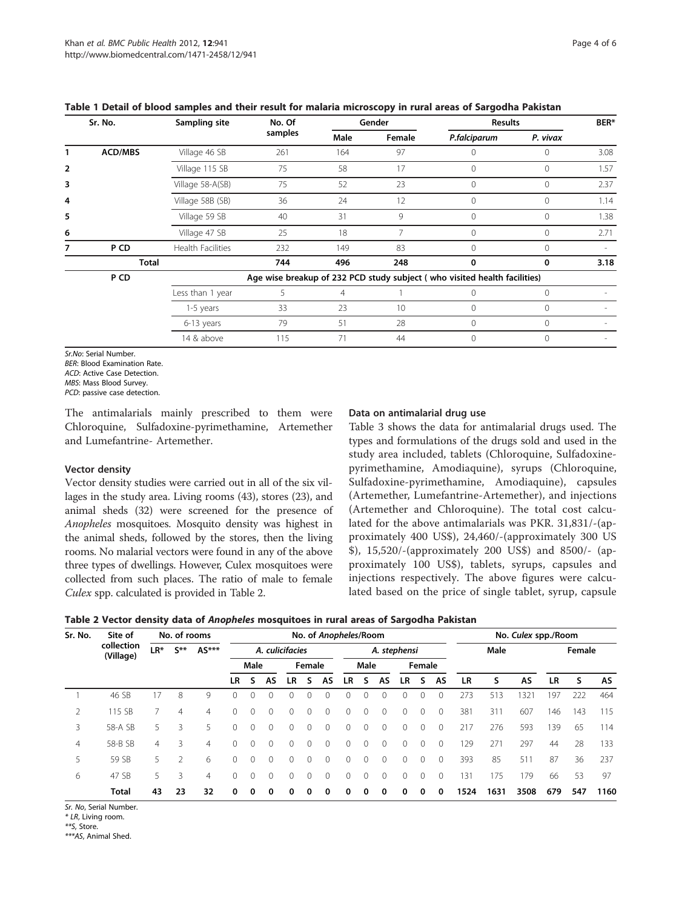**Table 1 Detail of blood samples and their result for malaria microscopy in rural areas of Sargodha Pakistan**

| Sr. No. | | Sampling site | No. Of samples | Gender | | Results | | BER* |
|---|---|---|---|---|---|---|---|---|
| | | | | Male | Female | *P.falciparum* | *P. vivax* | |
| 1 | ACD/MBS | Village 46 SB | 261 | 164 | 97 | 0 | 0 | 3.08 |
| 2 | | Village 115 SB | 75 | 58 | 17 | 0 | 0 | 1.57 |
| 3 | | Village 58-A(SB) | 75 | 52 | 23 | 0 | 0 | 2.37 |
| 4 | | Village 58B (SB) | 36 | 24 | 12 | 0 | 0 | 1.14 |
| 5 | | Village 59 SB | 40 | 31 | 9 | 0 | 0 | 1.38 |
| 6 | | Village 47 SB | 25 | 18 | 7 | 0 | 0 | 2.71 |
| 7 | P CD | Health Facilities | 232 | 149 | 83 | 0 | 0 | - |
| | **Total** | | **744** | **496** | **248** | **0** | **0** | **3.18** |
| | P CD | Age wise breakup of 232 PCD study subject ( who visited health facilities) | | | | | | |
| | | Less than 1 year | 5 | 4 | 1 | 0 | 0 | - |
| | | 1-5 years | 33 | 23 | 10 | 0 | 0 | - |
| | | 6-13 years | 79 | 51 | 28 | 0 | 0 | - |
| | | 14 & above | 115 | 71 | 44 | 0 | 0 | - |

*Sr.No*: Serial Number.
*BER*: Blood Examination Rate.
*ACD*: Active Case Detection.
*MBS*: Mass Blood Survey.
*PCD*: passive case detection.

The antimalarials mainly prescribed to them were Chloroquine, Sulfadoxine-pyrimethamine, Artemether and Lumefantrine- Artemether.

### Vector density

Vector density studies were carried out in all of the six villages in the study area. Living rooms (43), stores (23), and animal sheds (32) were screened for the presence of *Anopheles* mosquitoes. Mosquito density was highest in the animal sheds, followed by the stores, then the living rooms. No malarial vectors were found in any of the above three types of dwellings. However, Culex mosquitoes were collected from such places. The ratio of male to female *Culex* spp. calculated is provided in Table 2.

### Data on antimalarial drug use

Table 3 shows the data for antimalarial drugs used. The types and formulations of the drugs sold and used in the study area included, tablets (Chloroquine, Sulfadoxine-pyrimethamine, Amodiaquine), syrups (Chloroquine, Sulfadoxine-pyrimethamine, Amodiaquine), capsules (Artemether, Lumefantrine-Artemether), and injections (Artemether and Chloroquine). The total cost calculated for the above antimalarials was PKR. 31,831/-(approximately 400 US$), 24,460/-(approximately 300 US $), 15,520/-(approximately 200 US$) and 8500/- (approximately 100 US$), tablets, syrups, capsules and injections respectively. The above figures were calculated based on the price of single tablet, syrup, capsule

**Table 2 Vector density data of *Anopheles* mosquitoes in rural areas of Sargodha Pakistan**

| Sr. No. | Site of collection (Village) | No. of rooms | | | No. of *Anopheles*/Room | | | | | | | | | | | | No. *Culex* spp./Room | | | | | |
|---|---|---|---|---|---|---|---|---|---|---|---|---|---|---|---|---|---|---|---|---|---|---|
| | | LR* | S** | AS*** | *A. culicifacies* | | | | | | *A. stephensi* | | | | | | Male | | | Female | | |
| | | | | | Male | | | Female | | | Male | | | Female | | | | | | | | |
| | | | | | LR | S | AS | LR | S | AS | LR | S | AS | LR | S | AS | LR | S | AS | LR | S | AS |
| 1 | 46 SB | 17 | 8 | 9 | 0 | 0 | 0 | 0 | 0 | 0 | 0 | 0 | 0 | 0 | 0 | 0 | 273 | 513 | 1321 | 197 | 222 | 464 |
| 2 | 115 SB | 7 | 4 | 4 | 0 | 0 | 0 | 0 | 0 | 0 | 0 | 0 | 0 | 0 | 0 | 0 | 381 | 311 | 607 | 146 | 143 | 115 |
| 3 | 58-A SB | 5 | 3 | 5 | 0 | 0 | 0 | 0 | 0 | 0 | 0 | 0 | 0 | 0 | 0 | 0 | 217 | 276 | 593 | 139 | 65 | 114 |
| 4 | 58-B SB | 4 | 3 | 4 | 0 | 0 | 0 | 0 | 0 | 0 | 0 | 0 | 0 | 0 | 0 | 0 | 129 | 271 | 297 | 44 | 28 | 133 |
| 5 | 59 SB | 5 | 2 | 6 | 0 | 0 | 0 | 0 | 0 | 0 | 0 | 0 | 0 | 0 | 0 | 0 | 393 | 85 | 511 | 87 | 36 | 237 |
| 6 | 47 SB | 5 | 3 | 4 | 0 | 0 | 0 | 0 | 0 | 0 | 0 | 0 | 0 | 0 | 0 | 0 | 131 | 175 | 179 | 66 | 53 | 97 |
| | **Total** | **43** | **23** | **32** | **0** | **0** | **0** | **0** | **0** | **0** | **0** | **0** | **0** | **0** | **0** | **0** | **1524** | **1631** | **3508** | **679** | **547** | **1160** |

*Sr. No*, Serial Number.
* *LR*, Living room.
***S*, Store.
****AS*, Animal Shed.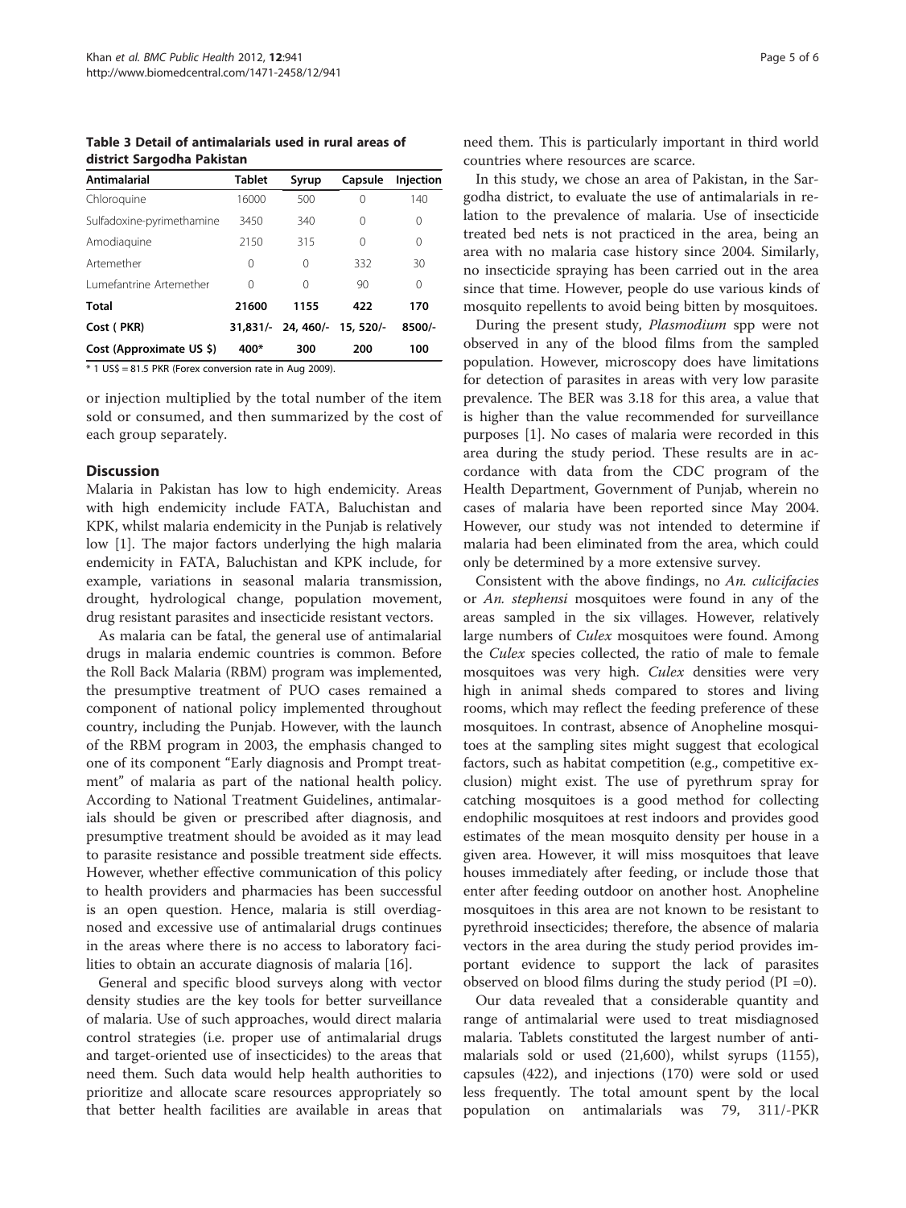**Table 3 Detail of antimalarials used in rural areas of district Sargodha Pakistan**

| Antimalarial | Tablet | Syrup | Capsule | Injection |
|---|---|---|---|---|
| Chloroquine | 16000 | 500 | 0 | 140 |
| Sulfadoxine-pyrimethamine | 3450 | 340 | 0 | 0 |
| Amodiaquine | 2150 | 315 | 0 | 0 |
| Artemether | 0 | 0 | 332 | 30 |
| Lumefantrine Artemether | 0 | 0 | 90 | 0 |
| **Total** | **21600** | **1155** | **422** | **170** |
| **Cost ( PKR)** | **31,831/-** | **24, 460/-** | **15, 520/-** | **8500/-** |
| **Cost (Approximate US $)** | **400*** | **300** | **200** | **100** |

* 1 US$ = 81.5 PKR (Forex conversion rate in Aug 2009).

or injection multiplied by the total number of the item sold or consumed, and then summarized by the cost of each group separately.

## Discussion

Malaria in Pakistan has low to high endemicity. Areas with high endemicity include FATA, Baluchistan and KPK, whilst malaria endemicity in the Punjab is relatively low [1]. The major factors underlying the high malaria endemicity in FATA, Baluchistan and KPK include, for example, variations in seasonal malaria transmission, drought, hydrological change, population movement, drug resistant parasites and insecticide resistant vectors.

As malaria can be fatal, the general use of antimalarial drugs in malaria endemic countries is common. Before the Roll Back Malaria (RBM) program was implemented, the presumptive treatment of PUO cases remained a component of national policy implemented throughout country, including the Punjab. However, with the launch of the RBM program in 2003, the emphasis changed to one of its component "Early diagnosis and Prompt treatment" of malaria as part of the national health policy. According to National Treatment Guidelines, antimalarials should be given or prescribed after diagnosis, and presumptive treatment should be avoided as it may lead to parasite resistance and possible treatment side effects. However, whether effective communication of this policy to health providers and pharmacies has been successful is an open question. Hence, malaria is still overdiagnosed and excessive use of antimalarial drugs continues in the areas where there is no access to laboratory facilities to obtain an accurate diagnosis of malaria [16].

General and specific blood surveys along with vector density studies are the key tools for better surveillance of malaria. Use of such approaches, would direct malaria control strategies (i.e. proper use of antimalarial drugs and target-oriented use of insecticides) to the areas that need them. Such data would help health authorities to prioritize and allocate scare resources appropriately so that better health facilities are available in areas that need them. This is particularly important in third world countries where resources are scarce.

In this study, we chose an area of Pakistan, in the Sargodha district, to evaluate the use of antimalarials in relation to the prevalence of malaria. Use of insecticide treated bed nets is not practiced in the area, being an area with no malaria case history since 2004. Similarly, no insecticide spraying has been carried out in the area since that time. However, people do use various kinds of mosquito repellents to avoid being bitten by mosquitoes.

During the present study, *Plasmodium* spp were not observed in any of the blood films from the sampled population. However, microscopy does have limitations for detection of parasites in areas with very low parasite prevalence. The BER was 3.18 for this area, a value that is higher than the value recommended for surveillance purposes [1]. No cases of malaria were recorded in this area during the study period. These results are in accordance with data from the CDC program of the Health Department, Government of Punjab, wherein no cases of malaria have been reported since May 2004. However, our study was not intended to determine if malaria had been eliminated from the area, which could only be determined by a more extensive survey.

Consistent with the above findings, no *An. culicifacies* or *An. stephensi* mosquitoes were found in any of the areas sampled in the six villages. However, relatively large numbers of *Culex* mosquitoes were found. Among the *Culex* species collected, the ratio of male to female mosquitoes was very high. *Culex* densities were very high in animal sheds compared to stores and living rooms, which may reflect the feeding preference of these mosquitoes. In contrast, absence of Anopheline mosquitoes at the sampling sites might suggest that ecological factors, such as habitat competition (e.g., competitive exclusion) might exist. The use of pyrethrum spray for catching mosquitoes is a good method for collecting endophilic mosquitoes at rest indoors and provides good estimates of the mean mosquito density per house in a given area. However, it will miss mosquitoes that leave houses immediately after feeding, or include those that enter after feeding outdoor on another host. Anopheline mosquitoes in this area are not known to be resistant to pyrethroid insecticides; therefore, the absence of malaria vectors in the area during the study period provides important evidence to support the lack of parasites observed on blood films during the study period (PI =0).

Our data revealed that a considerable quantity and range of antimalarial were used to treat misdiagnosed malaria. Tablets constituted the largest number of antimalarials sold or used (21,600), whilst syrups (1155), capsules (422), and injections (170) were sold or used less frequently. The total amount spent by the local population on antimalarials was 79, 311/-PKR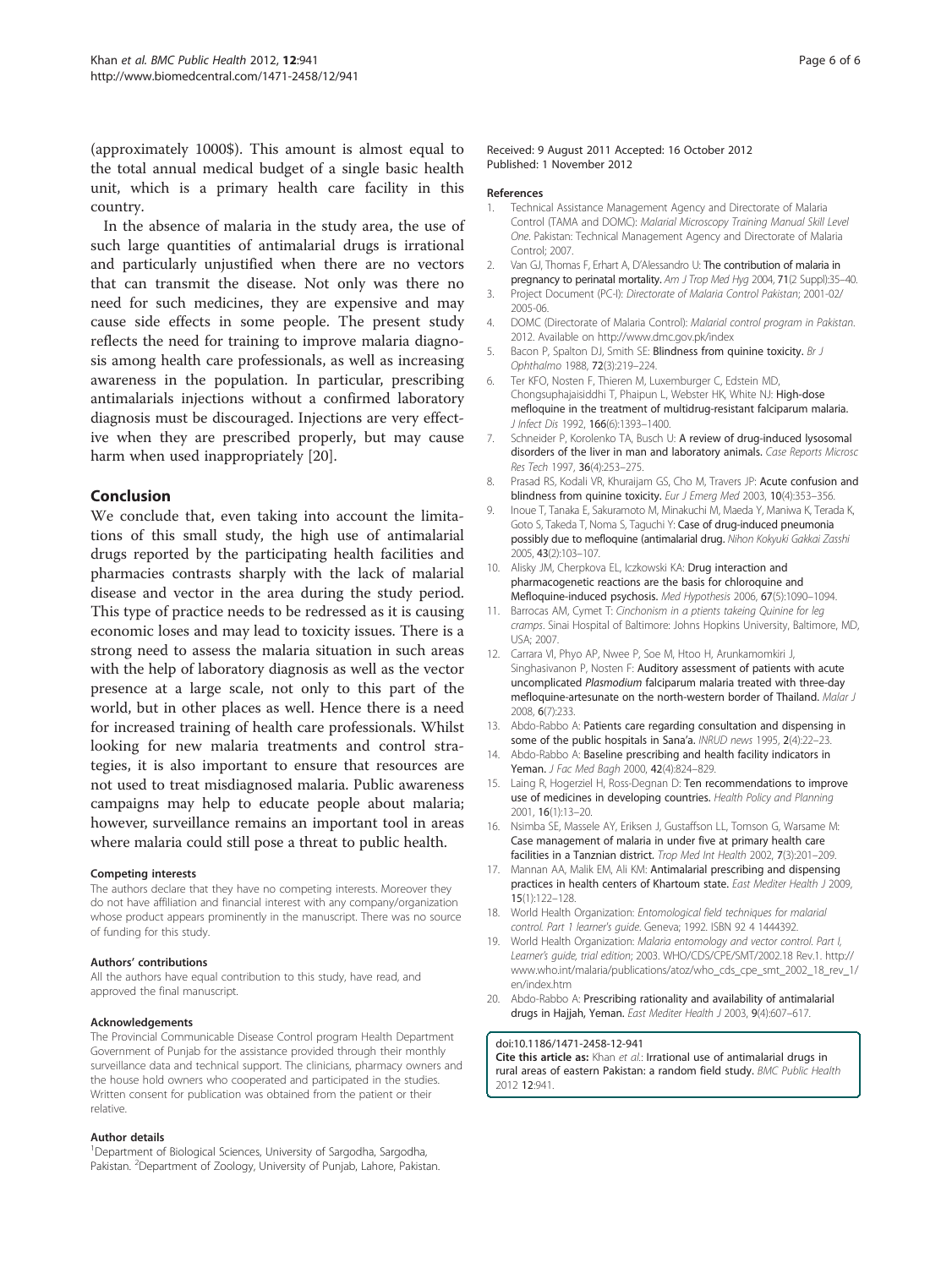(approximately 1000$). This amount is almost equal to the total annual medical budget of a single basic health unit, which is a primary health care facility in this country.

In the absence of malaria in the study area, the use of such large quantities of antimalarial drugs is irrational and particularly unjustified when there are no vectors that can transmit the disease. Not only was there no need for such medicines, they are expensive and may cause side effects in some people. The present study reflects the need for training to improve malaria diagnosis among health care professionals, as well as increasing awareness in the population. In particular, prescribing antimalarials injections without a confirmed laboratory diagnosis must be discouraged. Injections are very effective when they are prescribed properly, but may cause harm when used inappropriately [20].

## Conclusion

We conclude that, even taking into account the limitations of this small study, the high use of antimalarial drugs reported by the participating health facilities and pharmacies contrasts sharply with the lack of malarial disease and vector in the area during the study period. This type of practice needs to be redressed as it is causing economic loses and may lead to toxicity issues. There is a strong need to assess the malaria situation in such areas with the help of laboratory diagnosis as well as the vector presence at a large scale, not only to this part of the world, but in other places as well. Hence there is a need for increased training of health care professionals. Whilst looking for new malaria treatments and control strategies, it is also important to ensure that resources are not used to treat misdiagnosed malaria. Public awareness campaigns may help to educate people about malaria; however, surveillance remains an important tool in areas where malaria could still pose a threat to public health.

#### Competing interests

The authors declare that they have no competing interests. Moreover they do not have affiliation and financial interest with any company/organization whose product appears prominently in the manuscript. There was no source of funding for this study.

#### Authors' contributions

All the authors have equal contribution to this study, have read, and approved the final manuscript.

#### Acknowledgements

The Provincial Communicable Disease Control program Health Department Government of Punjab for the assistance provided through their monthly surveillance data and technical support. The clinicians, pharmacy owners and the house hold owners who cooperated and participated in the studies. Written consent for publication was obtained from the patient or their relative.

#### Author details

[1]Department of Biological Sciences, University of Sargodha, Sargodha, Pakistan. [2]Department of Zoology, University of Punjab, Lahore, Pakistan.

Received: 9 August 2011 Accepted: 16 October 2012
Published: 1 November 2012

#### References

1. Technical Assistance Management Agency and Directorate of Malaria Control (TAMA and DOMC): *Malarial Microscopy Training Manual Skill Level One*. Pakistan: Technical Management Agency and Directorate of Malaria Control; 2007.
2. Van GJ, Thomas F, Erhart A, D'Alessandro U: **The contribution of malaria in pregnancy to perinatal mortality.** *Am J Trop Med Hyg* 2004, **71**(2 Suppl):35–40.
3. Project Document (PC-I): *Directorate of Malaria Control Pakistan*; 2001-02/2005-06.
4. DOMC (Directorate of Malaria Control): *Malarial control program in Pakistan*. 2012. Available on http://www.dmc.gov.pk/index
5. Bacon P, Spalton DJ, Smith SE: **Blindness from quinine toxicity.** *Br J Ophthalmo* 1988, **72**(3):219–224.
6. Ter KFO, Nosten F, Thieren M, Luxemburger C, Edstein MD, Chongsuphajaisiddhi T, Phaipun L, Webster HK, White NJ: **High-dose mefloquine in the treatment of multidrug-resistant falciparum malaria.** *J Infect Dis* 1992, **166**(6):1393–1400.
7. Schneider P, Korolenko TA, Busch U: **A review of drug-induced lysosomal disorders of the liver in man and laboratory animals.** *Case Reports Microsc Res Tech* 1997, **36**(4):253–275.
8. Prasad RS, Kodali VR, Khuraijam GS, Cho M, Travers JP: **Acute confusion and blindness from quinine toxicity.** *Eur J Emerg Med* 2003, **10**(4):353–356.
9. Inoue T, Tanaka E, Sakuramoto M, Minakuchi M, Maeda Y, Maniwa K, Terada K, Goto S, Takeda T, Noma S, Taguchi Y: **Case of drug-induced pneumonia possibly due to mefloquine (antimalarial drug.** *Nihon Kokyuki Gakkai Zasshi* 2005, **43**(2):103–107.
10. Alisky JM, Cherpkova EL, Iczkowski KA: **Drug interaction and pharmacogenetic reactions are the basis for chloroquine and Mefloquine-induced psychosis.** *Med Hypothesis* 2006, **67**(5):1090–1094.
11. Barrocas AM, Cymet T: *Cinchonism in a ptients takeing Quinine for leg cramps*. Sinai Hospital of Baltimore: Johns Hopkins University, Baltimore, MD, USA; 2007.
12. Carrara VI, Phyo AP, Nwee P, Soe M, Htoo H, Arunkamomkiri J, Singhasivanon P, Nosten F: **Auditory assessment of patients with acute uncomplicated *Plasmodium* falciparum malaria treated with three-day mefloquine-artesunate on the north-western border of Thailand.** *Malar J* 2008, **6**(7):233.
13. Abdo-Rabbo A: **Patients care regarding consultation and dispensing in some of the public hospitals in Sana'a.** *INRUD news* 1995, **2**(4):22–23.
14. Abdo-Rabbo A: **Baseline prescribing and health facility indicators in Yemen.** *J Fac Med Bagh* 2000, **42**(4):824–829.
15. Laing R, Hogerziel H, Ross-Degnan D: **Ten recommendations to improve use of medicines in developing countries.** *Health Policy and Planning* 2001, **16**(1):13–20.
16. Nsimba SE, Massele AY, Eriksen J, Gustaffson LL, Tomson G, Warsame M: **Case management of malaria in under five at primary health care facilities in a Tanznian district.** *Trop Med Int Health* 2002, **7**(3):201–209.
17. Mannan AA, Malik EM, Ali KM: **Antimalarial prescribing and dispensing practices in health centers of Khartoum state.** *East Mediter Health J* 2009, **15**(1):122–128.
18. World Health Organization: *Entomological field techniques for malarial control. Part 1 learner's guide*. Geneva; 1992. ISBN 92 4 1444392.
19. World Health Organization: *Malaria entomology and vector control. Part I, Learner's guide, trial edition*; 2003. WHO/CDS/CPE/SMT/2002.18 Rev.1. http://www.who.int/malaria/publications/atoz/who_cds_cpe_smt_2002_18_rev_1/en/index.htm
20. Abdo-Rabbo A: **Prescribing rationality and availability of antimalarial drugs in Hajjah, Yemen.** *East Mediter Health J* 2003, **9**(4):607–617.

doi:10.1186/1471-2458-12-941
**Cite this article as:** Khan *et al.*: Irrational use of antimalarial drugs in rural areas of eastern Pakistan: a random field study. *BMC Public Health* 2012 **12**:941.